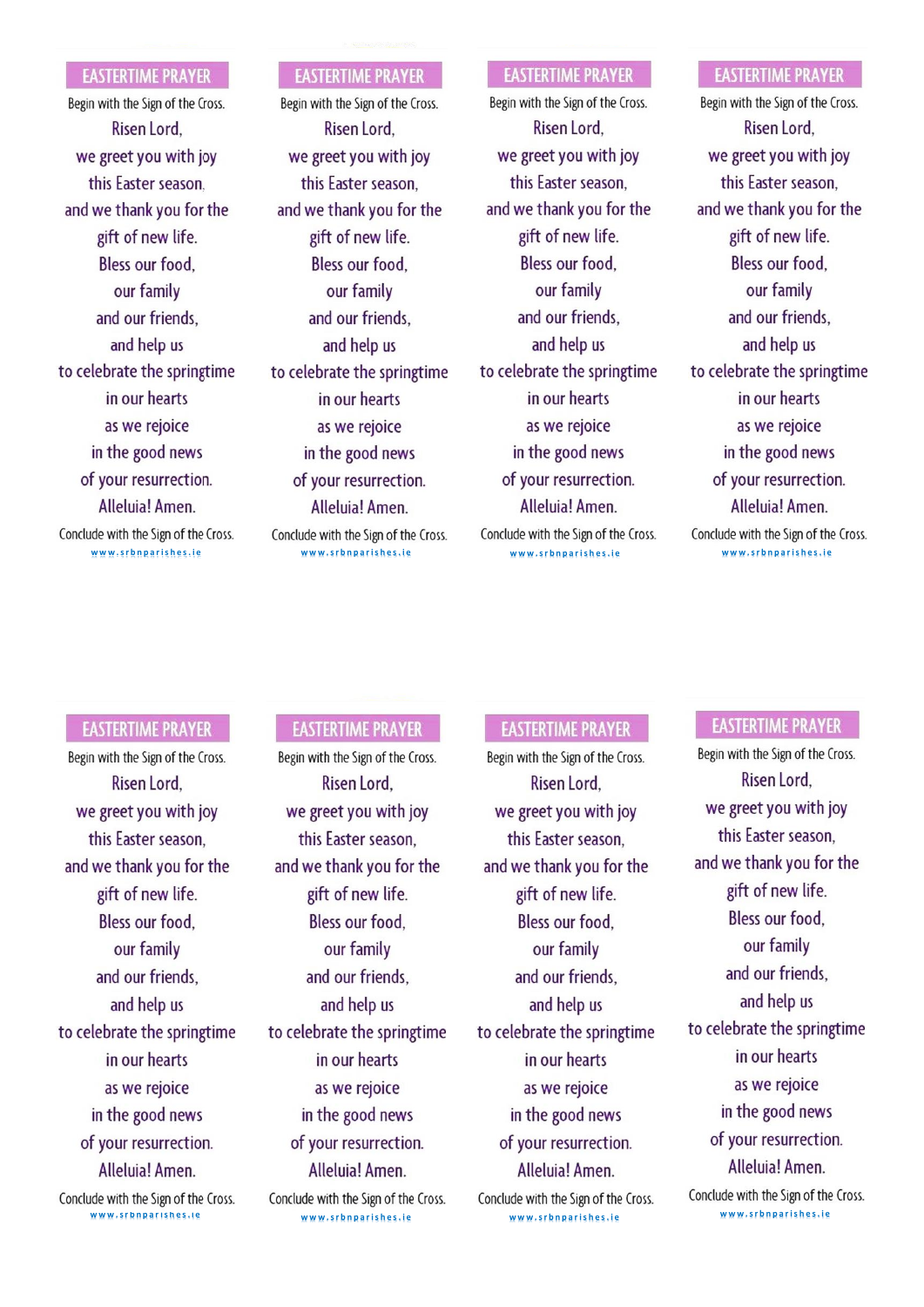## EASTERTIME PRAYER

Begin with the Sign of the Cross.

Risen Lord,
we greet you with joy
this Easter season.
and we thank you for the
gift of new life.
Bless our food,
our family
and our friends,
and help us
to celebrate the springtime
in our hearts
as we rejoice
in the good news
of your resurrection.
Alleluia! Amen.

Conclude with the Sign of the Cross.

www.srbnparishes.ie

## EASTERTIME PRAYER

Begin with the Sign of the Cross.

Risen Lord,
we greet you with joy
this Easter season,
and we thank you for the
gift of new life.
Bless our food,
our family
and our friends,
and help us
to celebrate the springtime
in our hearts
as we rejoice
in the good news
of your resurrection.
Alleluia! Amen.

Conclude with the Sign of the Cross.

www.srbnparishes.ie

## EASTERTIME PRAYER

Begin with the Sign of the Cross.

Risen Lord,
we greet you with joy
this Easter season,
and we thank you for the
gift of new life.
Bless our food,
our family
and our friends,
and help us
to celebrate the springtime
in our hearts
as we rejoice
in the good news
of your resurrection.
Alleluia! Amen.

Conclude with the Sign of the Cross.

www.srbnparishes.ie

## EASTERTIME PRAYER

Begin with the Sign of the Cross.

Risen Lord,
we greet you with joy
this Easter season,
and we thank you for the
gift of new life.
Bless our food,
our family
and our friends,
and help us
to celebrate the springtime
in our hearts
as we rejoice
in the good news
of your resurrection.
Alleluia! Amen.

Conclude with the Sign of the Cross.

www.srbnparishes.ie

## EASTERTIME PRAYER

Begin with the Sign of the Cross.

Risen Lord,
we greet you with joy
this Easter season,
and we thank you for the
gift of new life.
Bless our food,
our family
and our friends,
and help us
to celebrate the springtime
in our hearts
as we rejoice
in the good news
of your resurrection.
Alleluia! Amen.

Conclude with the Sign of the Cross.

www.srbnparishes.ie

## EASTERTIME PRAYER

Begin with the Sign of the Cross.

Risen Lord,
we greet you with joy
this Easter season,
and we thank you for the
gift of new life.
Bless our food,
our family
and our friends,
and help us
to celebrate the springtime
in our hearts
as we rejoice
in the good news
of your resurrection.
Alleluia! Amen.

Conclude with the Sign of the Cross.

www.srbnparishes.ie

## EASTERTIME PRAYER

Begin with the Sign of the Cross.

Risen Lord,
we greet you with joy
this Easter season,
and we thank you for the
gift of new life.
Bless our food,
our family
and our friends,
and help us
to celebrate the springtime
in our hearts
as we rejoice
in the good news
of your resurrection.
Alleluia! Amen.

Conclude with the Sign of the Cross.

www.srbnparishes.ie

## EASTERTIME PRAYER

Begin with the Sign of the Cross.

Risen Lord,
we greet you with joy
this Easter season,
and we thank you for the
gift of new life.
Bless our food,
our family
and our friends,
and help us
to celebrate the springtime
in our hearts
as we rejoice
in the good news
of your resurrection.
Alleluia! Amen.

Conclude with the Sign of the Cross.

www.srbnparishes.ie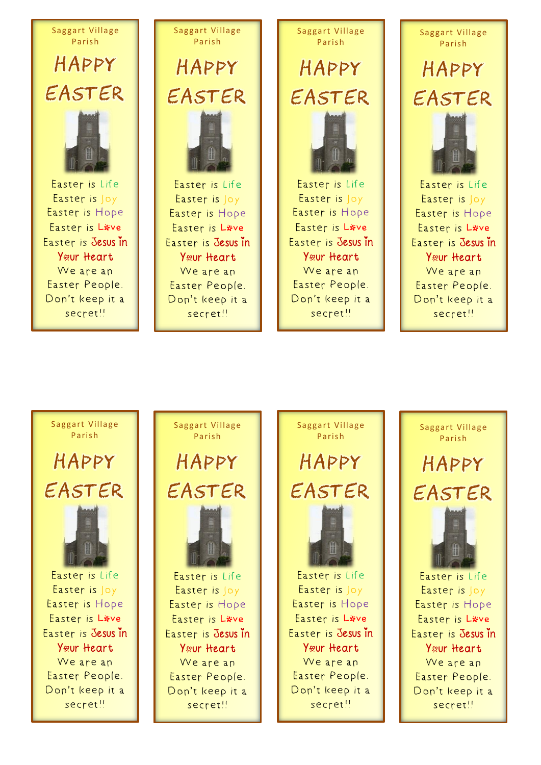Saggart Village Parish

# HAPPY EASTER

Easter is Life
Easter is Joy
Easter is Hope
Easter is Love
Easter is Jesus in Your Heart
We are an Easter People.
Don't keep it a secret!!

Saggart Village Parish

# HAPPY EASTER

Easter is Life
Easter is Joy
Easter is Hope
Easter is Love
Easter is Jesus in Your Heart
We are an Easter People.
Don't keep it a secret!!

Saggart Village Parish

# HAPPY EASTER

Easter is Life
Easter is Joy
Easter is Hope
Easter is Love
Easter is Jesus in Your Heart
We are an Easter People.
Don't keep it a secret!!

Saggart Village Parish

# HAPPY EASTER

Easter is Life
Easter is Joy
Easter is Hope
Easter is Love
Easter is Jesus in Your Heart
We are an Easter People.
Don't keep it a secret!!

Saggart Village Parish

# HAPPY EASTER

Easter is Life
Easter is Joy
Easter is Hope
Easter is Love
Easter is Jesus in Your Heart
We are an Easter People.
Don't keep it a secret!!

Saggart Village Parish

# HAPPY EASTER

Easter is Life
Easter is Joy
Easter is Hope
Easter is Love
Easter is Jesus in Your Heart
We are an Easter People.
Don't keep it a secret!!

Saggart Village Parish

# HAPPY EASTER

Easter is Life
Easter is Joy
Easter is Hope
Easter is Love
Easter is Jesus in Your Heart
We are an Easter People.
Don't keep it a secret!!

Saggart Village Parish

# HAPPY EASTER

Easter is Life
Easter is Joy
Easter is Hope
Easter is Love
Easter is Jesus in Your Heart
We are an Easter People.
Don't keep it a secret!!